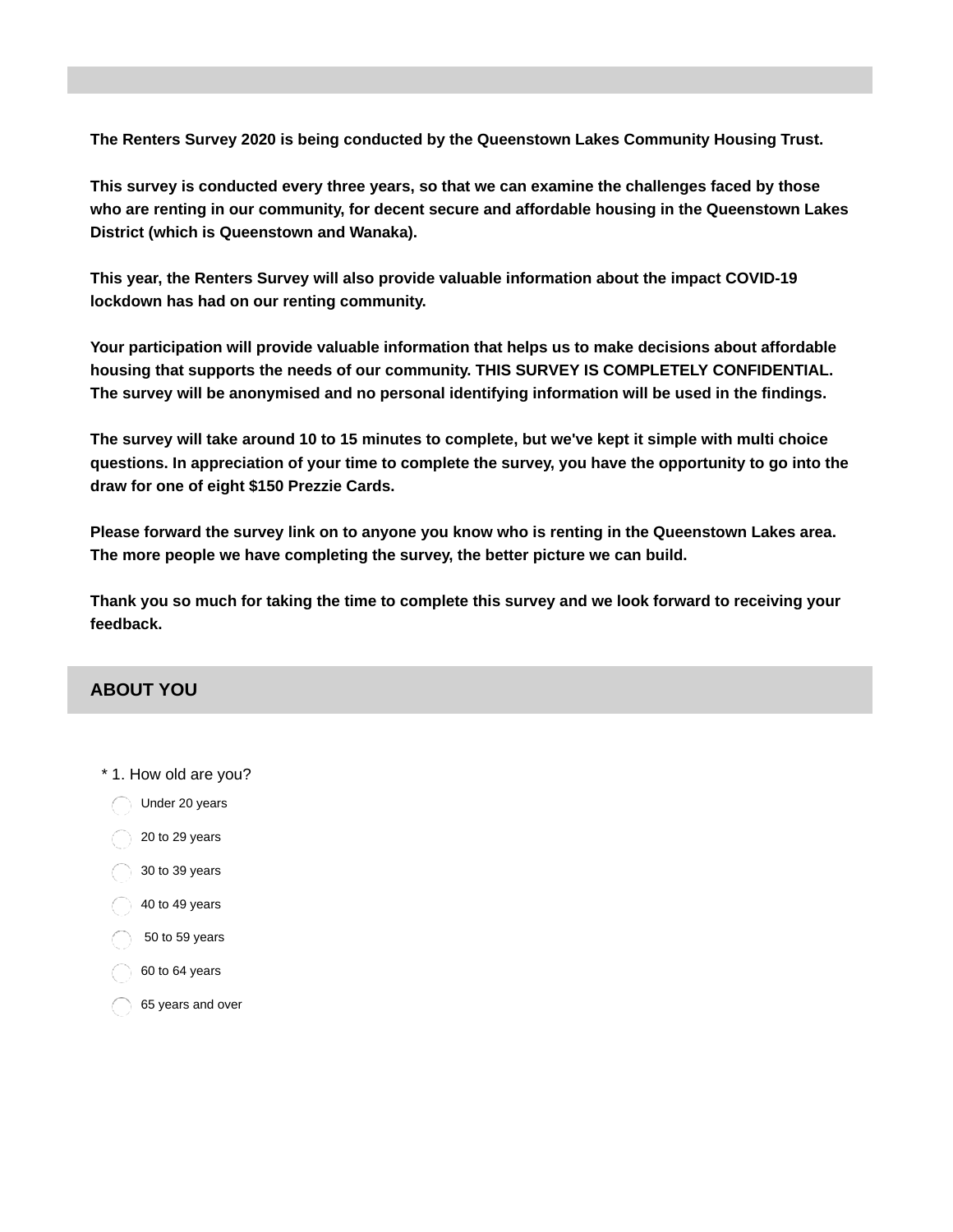**The Renters Survey 2020 is being conducted by the Queenstown Lakes Community Housing Trust.**

**This survey is conducted every three years, so that we can examine the challenges faced by those who are renting in our community, for decent secure and affordable housing in the Queenstown Lakes District (which is Queenstown and Wanaka).**

**This year, the Renters Survey will also provide valuable information about the impact COVID-19 lockdown has had on our renting community.**

**Your participation will provide valuable information that helps us to make decisions about affordable housing that supports the needs of our community. THIS SURVEY IS COMPLETELY CONFIDENTIAL. The survey will be anonymised and no personal identifying information will be used in the findings.**

**The survey will take around 10 to 15 minutes to complete, but we've kept it simple with multi choice questions. In appreciation of your time to complete the survey, you have the opportunity to go into the draw for one of eight $150 Prezzie Cards.**

**Please forward the survey link on to anyone you know who is renting in the Queenstown Lakes area. The more people we have completing the survey, the better picture we can build.**

**Thank you so much for taking the time to complete this survey and we look forward to receiving your feedback.**

## ABOUT YOU

\* 1. How old are you?

- ◯ Under 20 years
- ◯ 20 to 29 years
- ◯ 30 to 39 years
- ◯ 40 to 49 years
- ◯ 50 to 59 years
- ◯ 60 to 64 years
- ◯ 65 years and over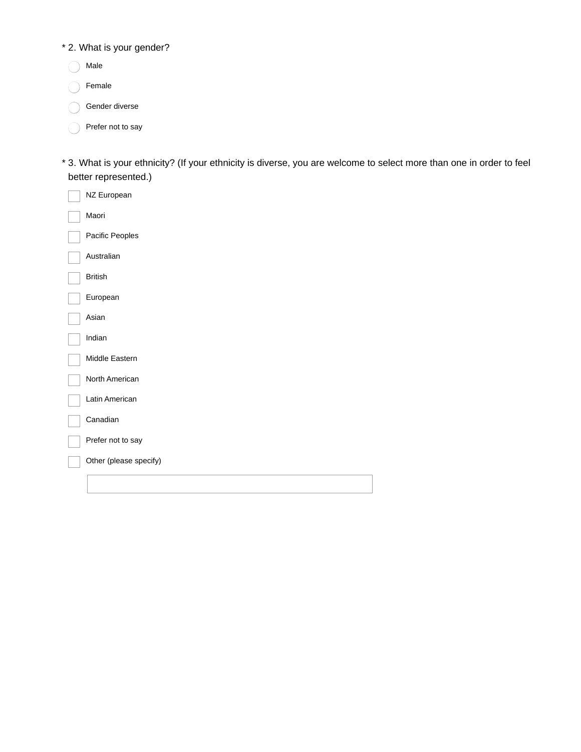\* 2. What is your gender?

- ◯ Male
- ◯ Female
- ◯ Gender diverse
- ◯ Prefer not to say

\* 3. What is your ethnicity? (If your ethnicity is diverse, you are welcome to select more than one in order to feel better represented.)

- [ ] NZ European
- [ ] Maori
- [ ] Pacific Peoples
- [ ] Australian
- [ ] British
- [ ] European
- [ ] Asian
- [ ] Indian
- [ ] Middle Eastern
- [ ] North American
- [ ] Latin American
- [ ] Canadian
- [ ] Prefer not to say
- [ ] Other (please specify)

\_\_\_\_\_\_\_\_\_\_\_\_\_\_\_\_\_\_\_\_\_\_\_\_\_\_\_\_\_\_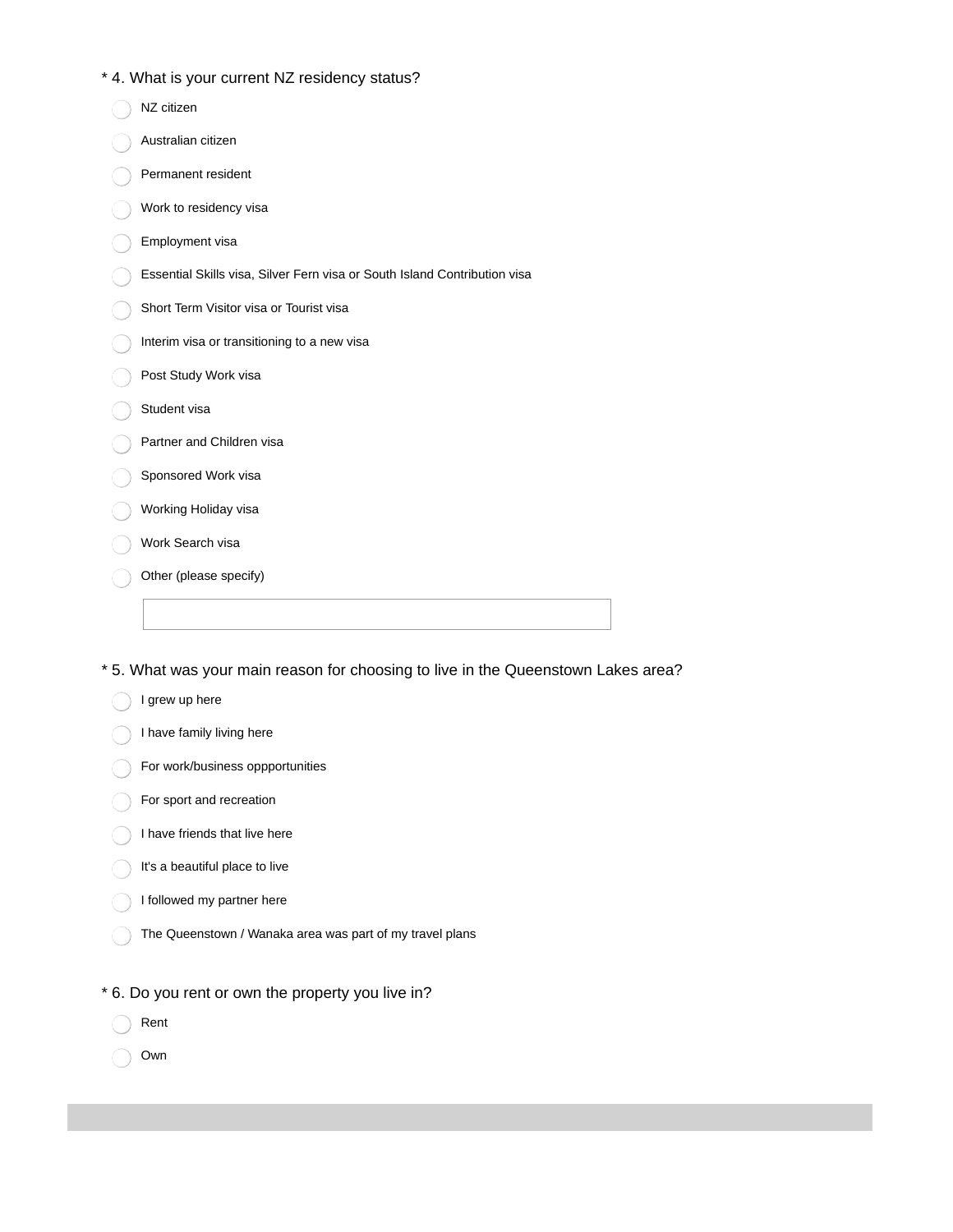* 4. What is your current NZ residency status?

- NZ citizen
- Australian citizen
- Permanent resident
- Work to residency visa
- Employment visa
- Essential Skills visa, Silver Fern visa or South Island Contribution visa
- Short Term Visitor visa or Tourist visa
- Interim visa or transitioning to a new visa
- Post Study Work visa
- Student visa
- Partner and Children visa
- Sponsored Work visa
- Working Holiday visa
- Work Search visa
- Other (please specify)

* 5. What was your main reason for choosing to live in the Queenstown Lakes area?

- I grew up here
- I have family living here
- For work/business oppportunities
- For sport and recreation
- I have friends that live here
- It's a beautiful place to live
- I followed my partner here
- The Queenstown / Wanaka area was part of my travel plans

* 6. Do you rent or own the property you live in?

- Rent
- Own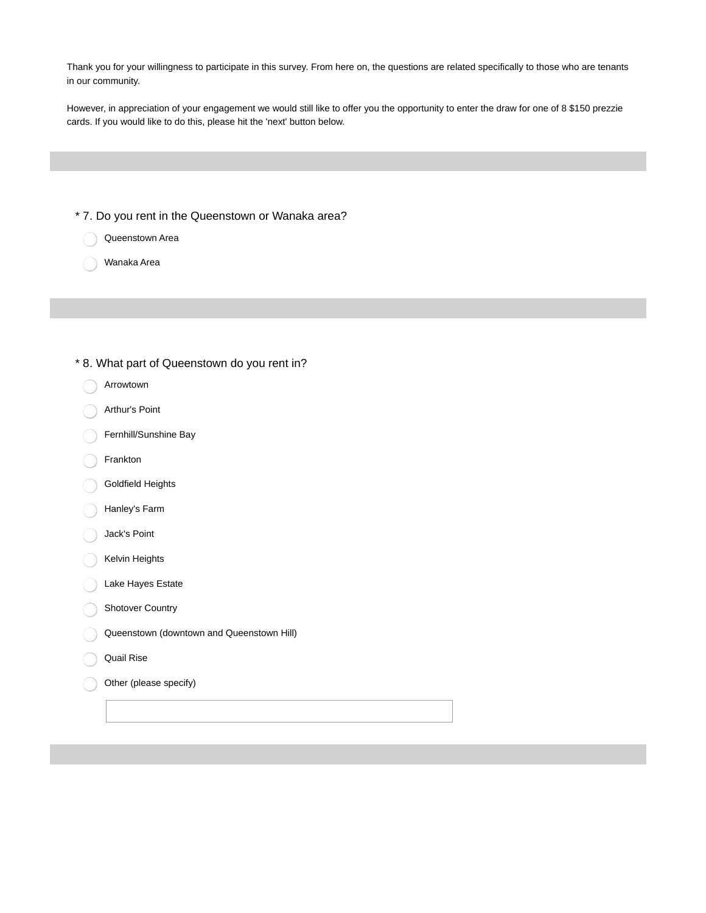Thank you for your willingness to participate in this survey. From here on, the questions are related specifically to those who are tenants in our community.

However, in appreciation of your engagement we would still like to offer you the opportunity to enter the draw for one of 8 $150 prezzie cards. If you would like to do this, please hit the 'next' button below.

---

**\* 7. Do you rent in the Queenstown or Wanaka area?**

- ◯ Queenstown Area
- ◯ Wanaka Area

---

**\* 8. What part of Queenstown do you rent in?**

- ◯ Arrowtown
- ◯ Arthur's Point
- ◯ Fernhill/Sunshine Bay
- ◯ Frankton
- ◯ Goldfield Heights
- ◯ Hanley's Farm
- ◯ Jack's Point
- ◯ Kelvin Heights
- ◯ Lake Hayes Estate
- ◯ Shotover Country
- ◯ Queenstown (downtown and Queenstown Hill)
- ◯ Quail Rise
- ◯ Other (please specify)

\_\_\_\_\_\_\_\_\_\_\_\_\_\_\_\_\_\_\_\_\_\_\_\_\_\_\_\_\_\_\_\_\_\_\_\_\_\_\_\_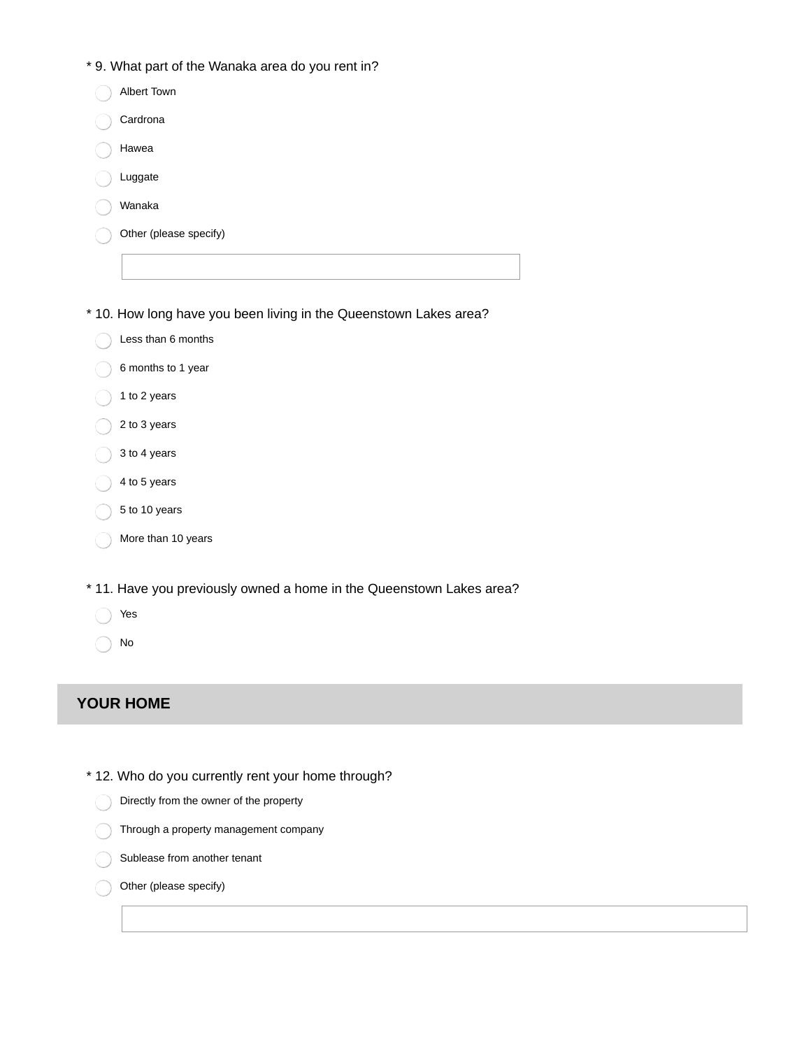* 9. What part of the Wanaka area do you rent in?

- Albert Town
- Cardrona
- Hawea
- Luggate
- Wanaka
- Other (please specify)

* 10. How long have you been living in the Queenstown Lakes area?

- Less than 6 months
- 6 months to 1 year
- 1 to 2 years
- 2 to 3 years
- 3 to 4 years
- 4 to 5 years
- 5 to 10 years
- More than 10 years

* 11. Have you previously owned a home in the Queenstown Lakes area?

- Yes
- No

## YOUR HOME

* 12. Who do you currently rent your home through?

- Directly from the owner of the property
- Through a property management company
- Sublease from another tenant
- Other (please specify)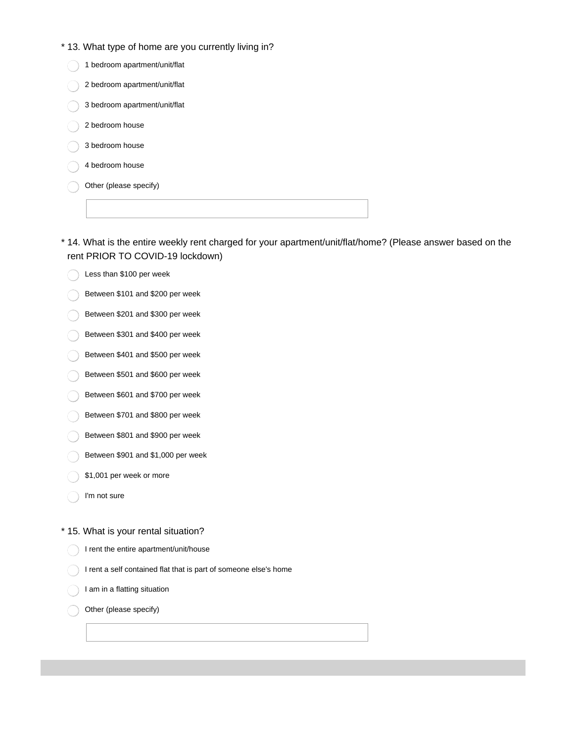* 13. What type of home are you currently living in?

- 1 bedroom apartment/unit/flat
- 2 bedroom apartment/unit/flat
- 3 bedroom apartment/unit/flat
- 2 bedroom house
- 3 bedroom house
- 4 bedroom house
- Other (please specify)

* 14. What is the entire weekly rent charged for your apartment/unit/flat/home? (Please answer based on the rent PRIOR TO COVID-19 lockdown)

- Less than $100 per week
- Between $101 and $200 per week
- Between $201 and $300 per week
- Between $301 and $400 per week
- Between $401 and $500 per week
- Between $501 and $600 per week
- Between $601 and $700 per week
- Between $701 and $800 per week
- Between $801 and $900 per week
- Between $901 and $1,000 per week
- $1,001 per week or more
- I'm not sure

* 15. What is your rental situation?

- I rent the entire apartment/unit/house
- I rent a self contained flat that is part of someone else's home
- I am in a flatting situation
- Other (please specify)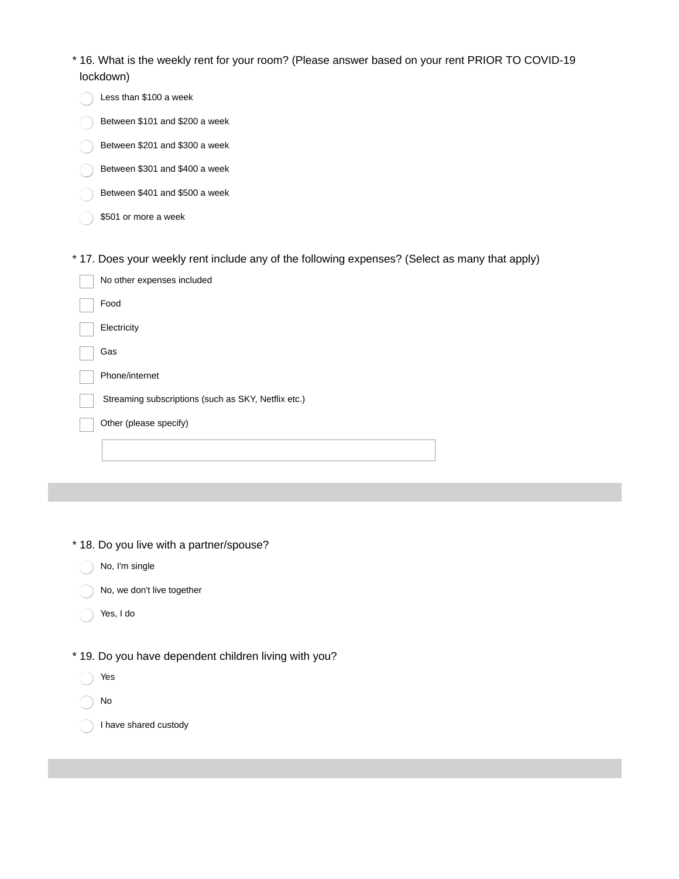\* 16. What is the weekly rent for your room? (Please answer based on your rent PRIOR TO COVID-19 lockdown)

- ◯ Less than $100 a week
- ◯ Between $101 and $200 a week
- ◯ Between $201 and $300 a week
- ◯ Between $301 and $400 a week
- ◯ Between $401 and $500 a week
- ◯ $501 or more a week

\* 17. Does your weekly rent include any of the following expenses? (Select as many that apply)

- ☐ No other expenses included
- ☐ Food
- ☐ Electricity
- ☐ Gas
- ☐ Phone/internet
- ☐ Streaming subscriptions (such as SKY, Netflix etc.)
- ☐ Other (please specify)

_______________________________

---

\* 18. Do you live with a partner/spouse?

- ◯ No, I'm single
- ◯ No, we don't live together
- ◯ Yes, I do

\* 19. Do you have dependent children living with you?

- ◯ Yes
- ◯ No
- ◯ I have shared custody

---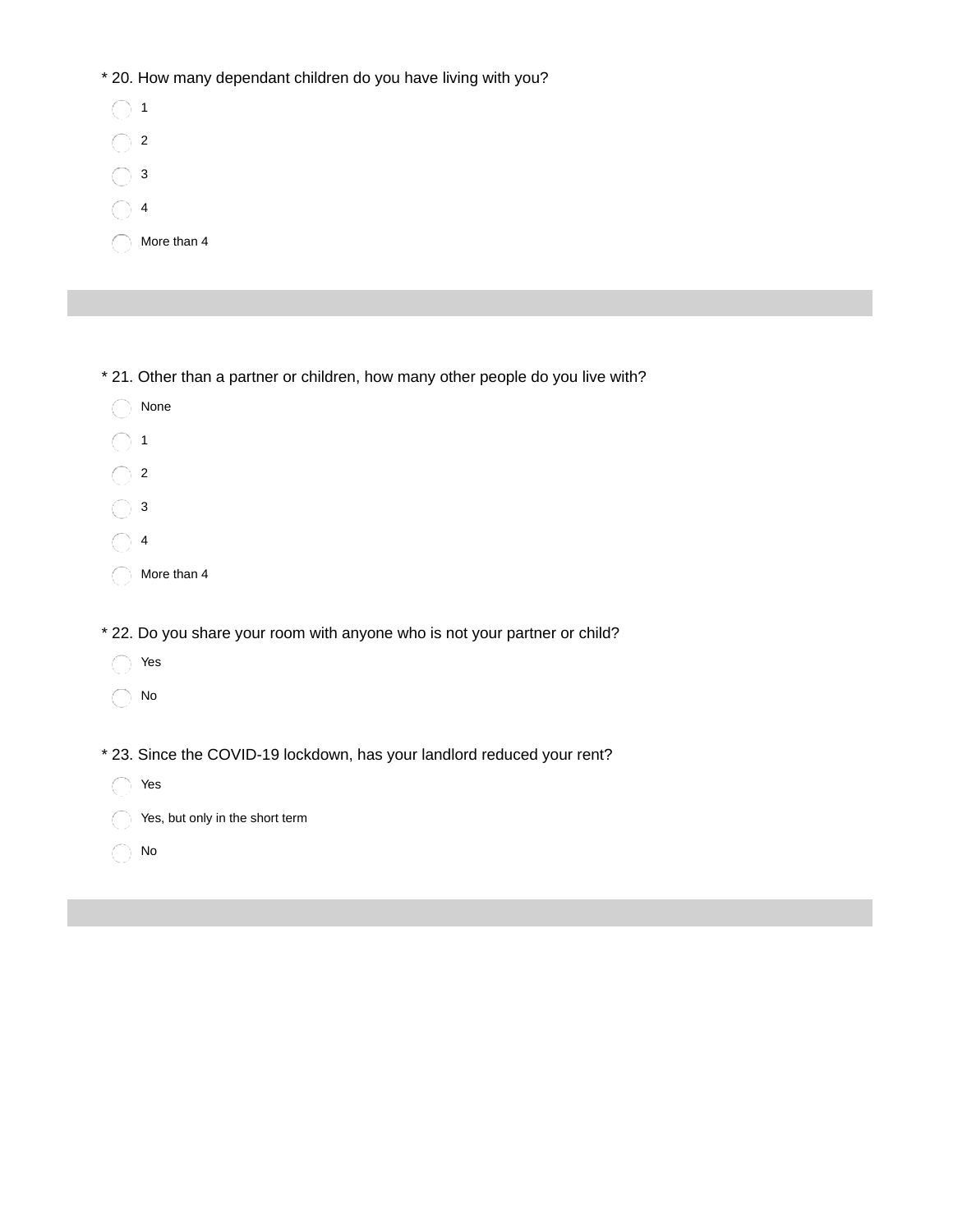* 20. How many dependant children do you have living with you?

- 1
- 2
- 3
- 4
- More than 4

---

* 21. Other than a partner or children, how many other people do you live with?

- None
- 1
- 2
- 3
- 4
- More than 4

* 22. Do you share your room with anyone who is not your partner or child?

- Yes
- No

* 23. Since the COVID-19 lockdown, has your landlord reduced your rent?

- Yes
- Yes, but only in the short term
- No

---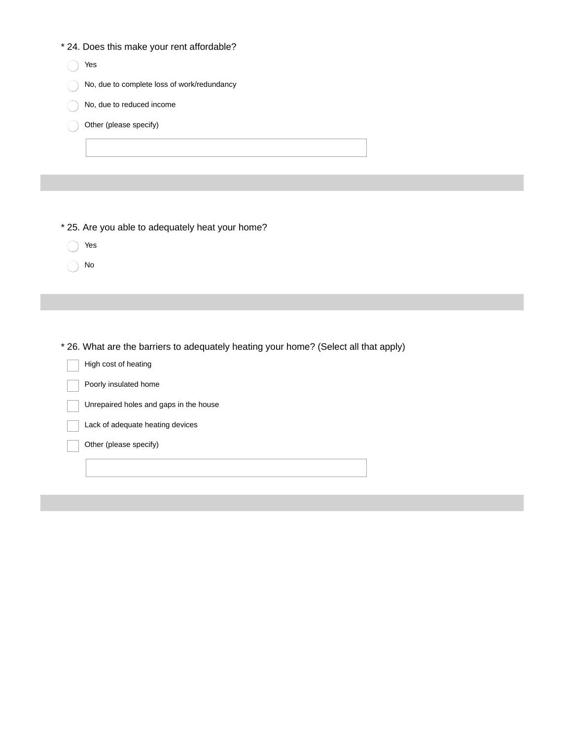* 24. Does this make your rent affordable?

- ( ) Yes
- ( ) No, due to complete loss of work/redundancy
- ( ) No, due to reduced income
- ( ) Other (please specify)

______________________________

* 25. Are you able to adequately heat your home?

- ( ) Yes
- ( ) No

* 26. What are the barriers to adequately heating your home? (Select all that apply)

- [ ] High cost of heating
- [ ] Poorly insulated home
- [ ] Unrepaired holes and gaps in the house
- [ ] Lack of adequate heating devices
- [ ] Other (please specify)

______________________________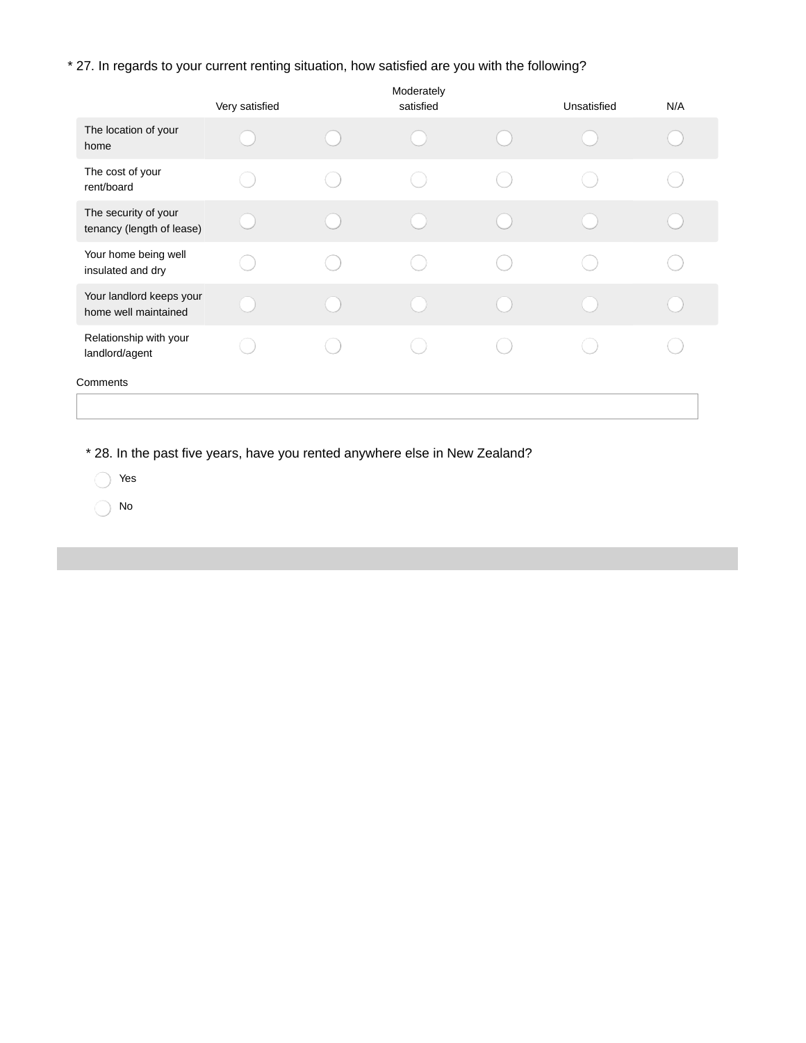\* 27. In regards to your current renting situation, how satisfied are you with the following?

| | Very satisfied | | Moderately satisfied | | Unsatisfied | N/A |
|---|---|---|---|---|---|---|
| The location of your home | ◯ | ◯ | ◯ | ◯ | ◯ | ◯ |
| The cost of your rent/board | ◯ | ◯ | ◯ | ◯ | ◯ | ◯ |
| The security of your tenancy (length of lease) | ◯ | ◯ | ◯ | ◯ | ◯ | ◯ |
| Your home being well insulated and dry | ◯ | ◯ | ◯ | ◯ | ◯ | ◯ |
| Your landlord keeps your home well maintained | ◯ | ◯ | ◯ | ◯ | ◯ | ◯ |
| Relationship with your landlord/agent | ◯ | ◯ | ◯ | ◯ | ◯ | ◯ |

Comments

\* 28. In the past five years, have you rented anywhere else in New Zealand?

- ◯ Yes
- ◯ No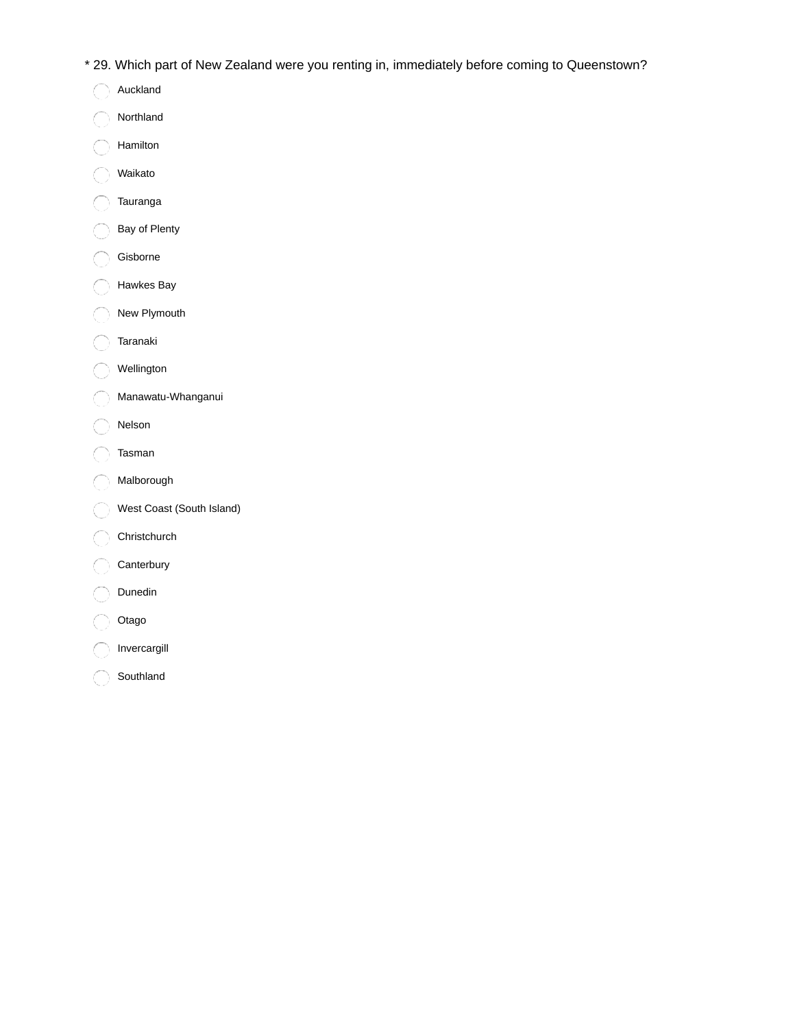* 29. Which part of New Zealand were you renting in, immediately before coming to Queenstown?

- Auckland
- Northland
- Hamilton
- Waikato
- Tauranga
- Bay of Plenty
- Gisborne
- Hawkes Bay
- New Plymouth
- Taranaki
- Wellington
- Manawatu-Whanganui
- Nelson
- Tasman
- Malborough
- West Coast (South Island)
- Christchurch
- Canterbury
- Dunedin
- Otago
- Invercargill
- Southland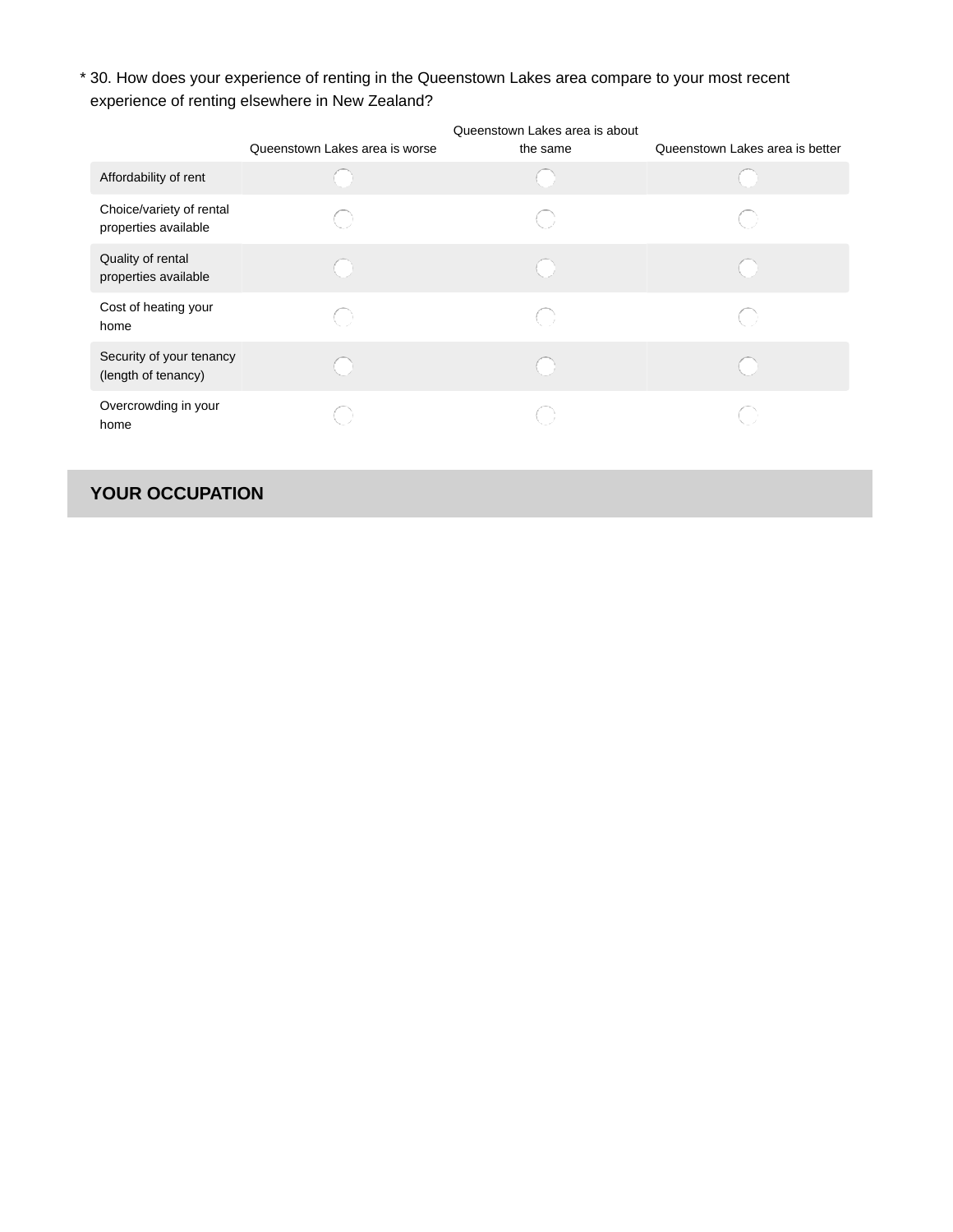\* 30. How does your experience of renting in the Queenstown Lakes area compare to your most recent experience of renting elsewhere in New Zealand?

| | Queenstown Lakes area is worse | Queenstown Lakes area is about the same | Queenstown Lakes area is better |
|---|---|---|---|
| Affordability of rent | ○ | ○ | ○ |
| Choice/variety of rental properties available | ○ | ○ | ○ |
| Quality of rental properties available | ○ | ○ | ○ |
| Cost of heating your home | ○ | ○ | ○ |
| Security of your tenancy (length of tenancy) | ○ | ○ | ○ |
| Overcrowding in your home | ○ | ○ | ○ |

## YOUR OCCUPATION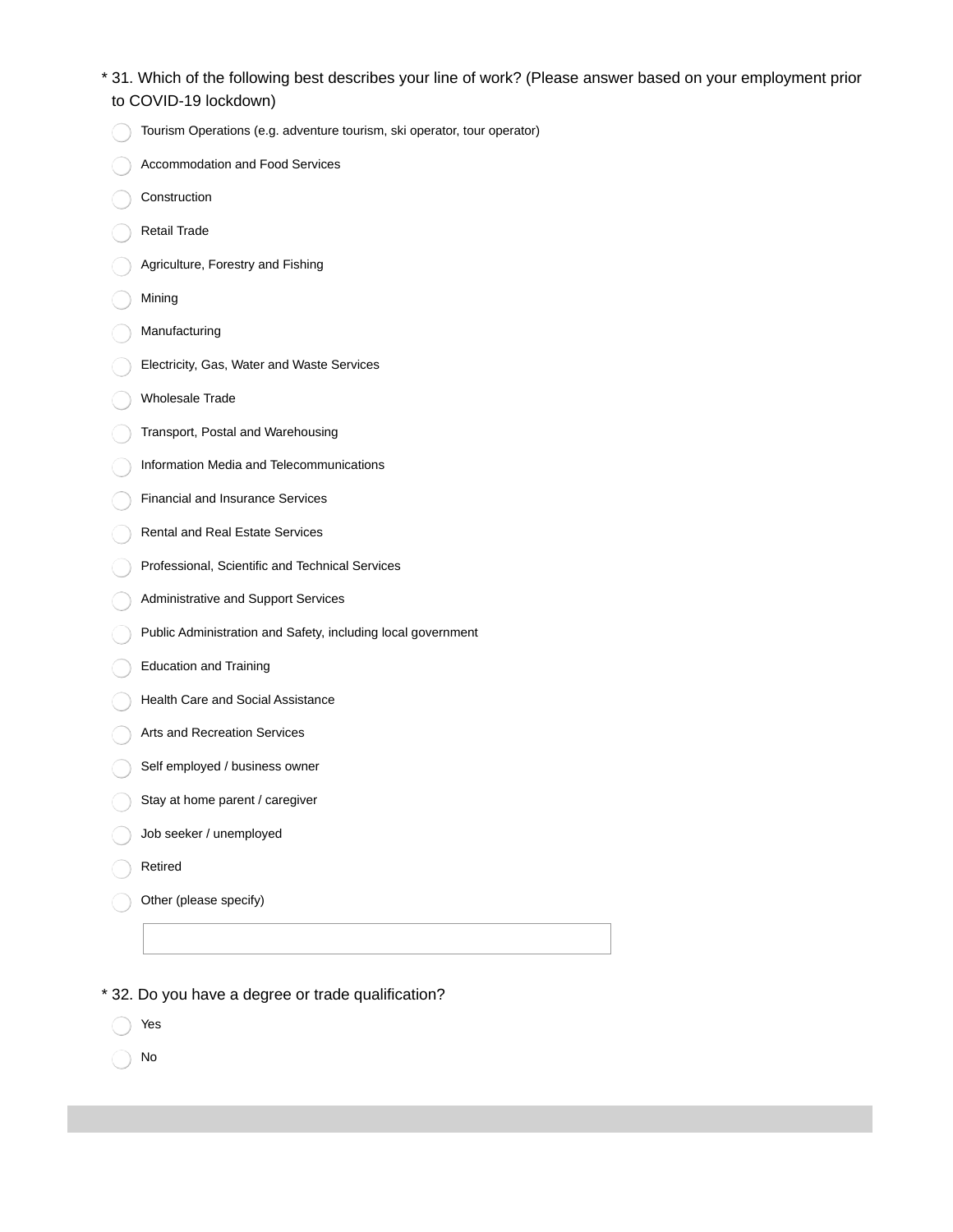\* 31. Which of the following best describes your line of work? (Please answer based on your employment prior to COVID-19 lockdown)

- Tourism Operations (e.g. adventure tourism, ski operator, tour operator)
- Accommodation and Food Services
- Construction
- Retail Trade
- Agriculture, Forestry and Fishing
- Mining
- Manufacturing
- Electricity, Gas, Water and Waste Services
- Wholesale Trade
- Transport, Postal and Warehousing
- Information Media and Telecommunications
- Financial and Insurance Services
- Rental and Real Estate Services
- Professional, Scientific and Technical Services
- Administrative and Support Services
- Public Administration and Safety, including local government
- Education and Training
- Health Care and Social Assistance
- Arts and Recreation Services
- Self employed / business owner
- Stay at home parent / caregiver
- Job seeker / unemployed
- Retired
- Other (please specify)

\* 32. Do you have a degree or trade qualification?

- Yes
- No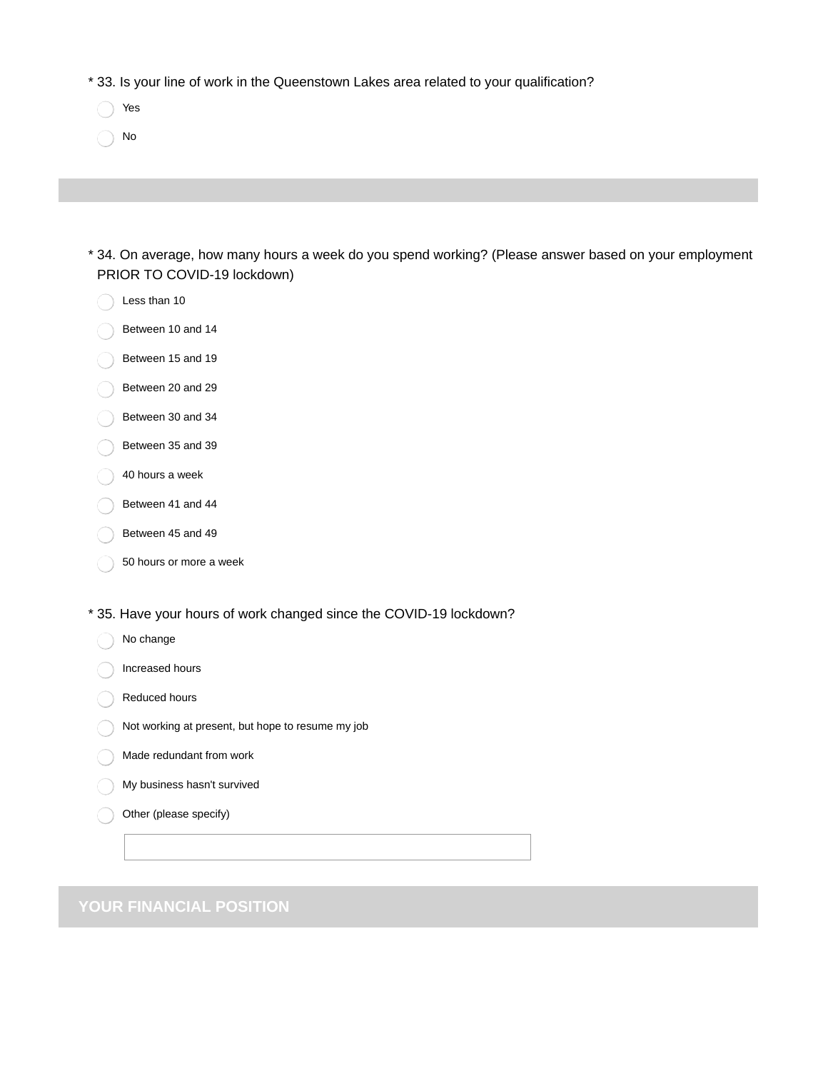* 33. Is your line of work in the Queenstown Lakes area related to your qualification?

- Yes
- No

* 34. On average, how many hours a week do you spend working? (Please answer based on your employment PRIOR TO COVID-19 lockdown)

- Less than 10
- Between 10 and 14
- Between 15 and 19
- Between 20 and 29
- Between 30 and 34
- Between 35 and 39
- 40 hours a week
- Between 41 and 44
- Between 45 and 49
- 50 hours or more a week

* 35. Have your hours of work changed since the COVID-19 lockdown?

- No change
- Increased hours
- Reduced hours
- Not working at present, but hope to resume my job
- Made redundant from work
- My business hasn't survived
- Other (please specify)

## YOUR FINANCIAL POSITION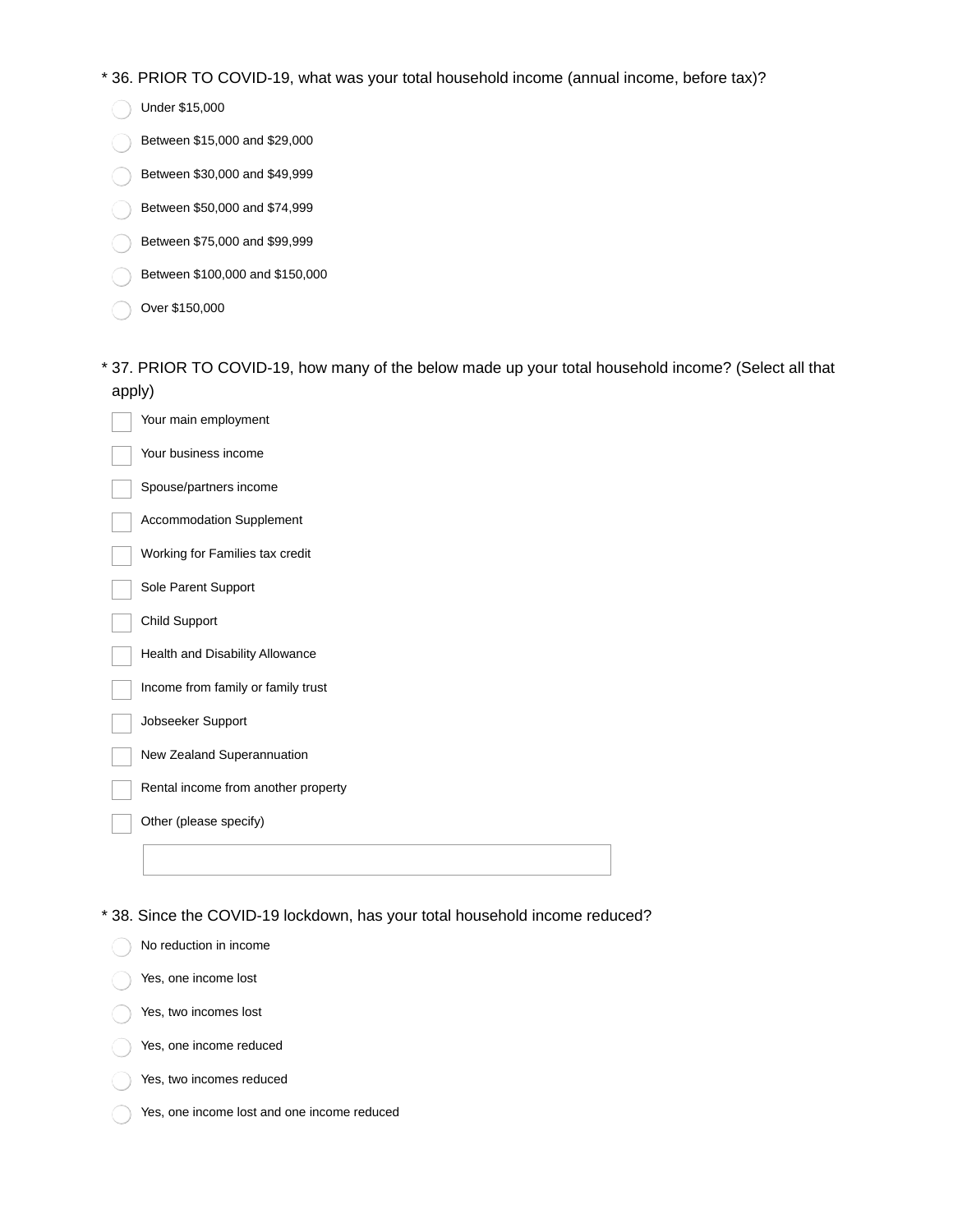\* 36. PRIOR TO COVID-19, what was your total household income (annual income, before tax)?

- ○ Under $15,000
- ○ Between $15,000 and $29,000
- ○ Between $30,000 and $49,999
- ○ Between $50,000 and $74,999
- ○ Between $75,000 and $99,999
- ○ Between $100,000 and $150,000
- ○ Over $150,000

\* 37. PRIOR TO COVID-19, how many of the below made up your total household income? (Select all that apply)

- ☐ Your main employment
- ☐ Your business income
- ☐ Spouse/partners income
- ☐ Accommodation Supplement
- ☐ Working for Families tax credit
- ☐ Sole Parent Support
- ☐ Child Support
- ☐ Health and Disability Allowance
- ☐ Income from family or family trust
- ☐ Jobseeker Support
- ☐ New Zealand Superannuation
- ☐ Rental income from another property
- ☐ Other (please specify)

\* 38. Since the COVID-19 lockdown, has your total household income reduced?

- ○ No reduction in income
- ○ Yes, one income lost
- ○ Yes, two incomes lost
- ○ Yes, one income reduced
- ○ Yes, two incomes reduced
- ○ Yes, one income lost and one income reduced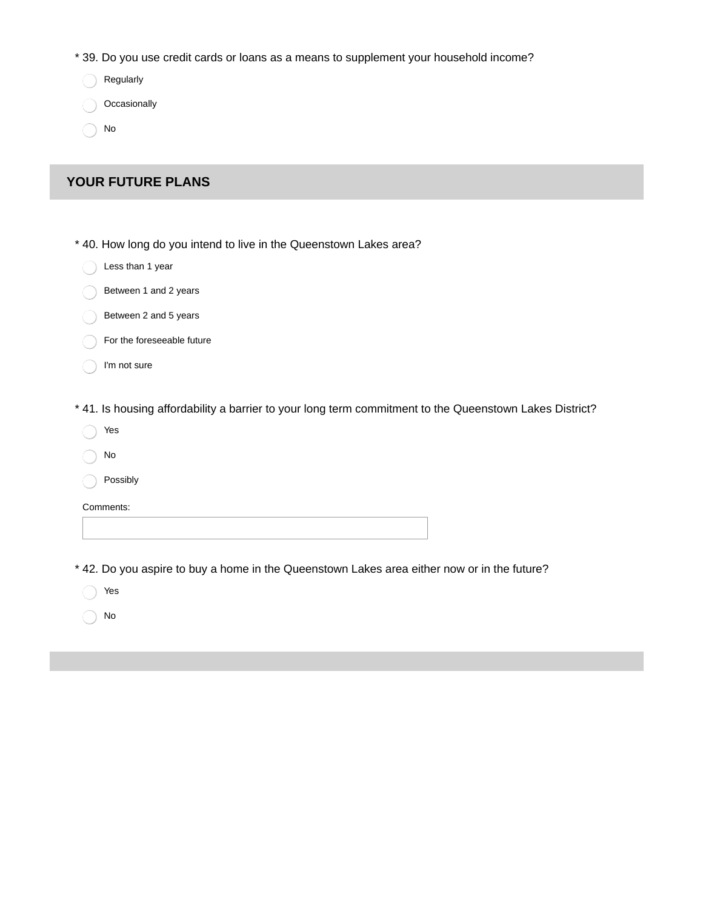* 39. Do you use credit cards or loans as a means to supplement your household income?

- Regularly
- Occasionally
- No

## YOUR FUTURE PLANS

* 40. How long do you intend to live in the Queenstown Lakes area?

- Less than 1 year
- Between 1 and 2 years
- Between 2 and 5 years
- For the foreseeable future
- I'm not sure

* 41. Is housing affordability a barrier to your long term commitment to the Queenstown Lakes District?

- Yes
- No
- Possibly

Comments:

* 42. Do you aspire to buy a home in the Queenstown Lakes area either now or in the future?

- Yes
- No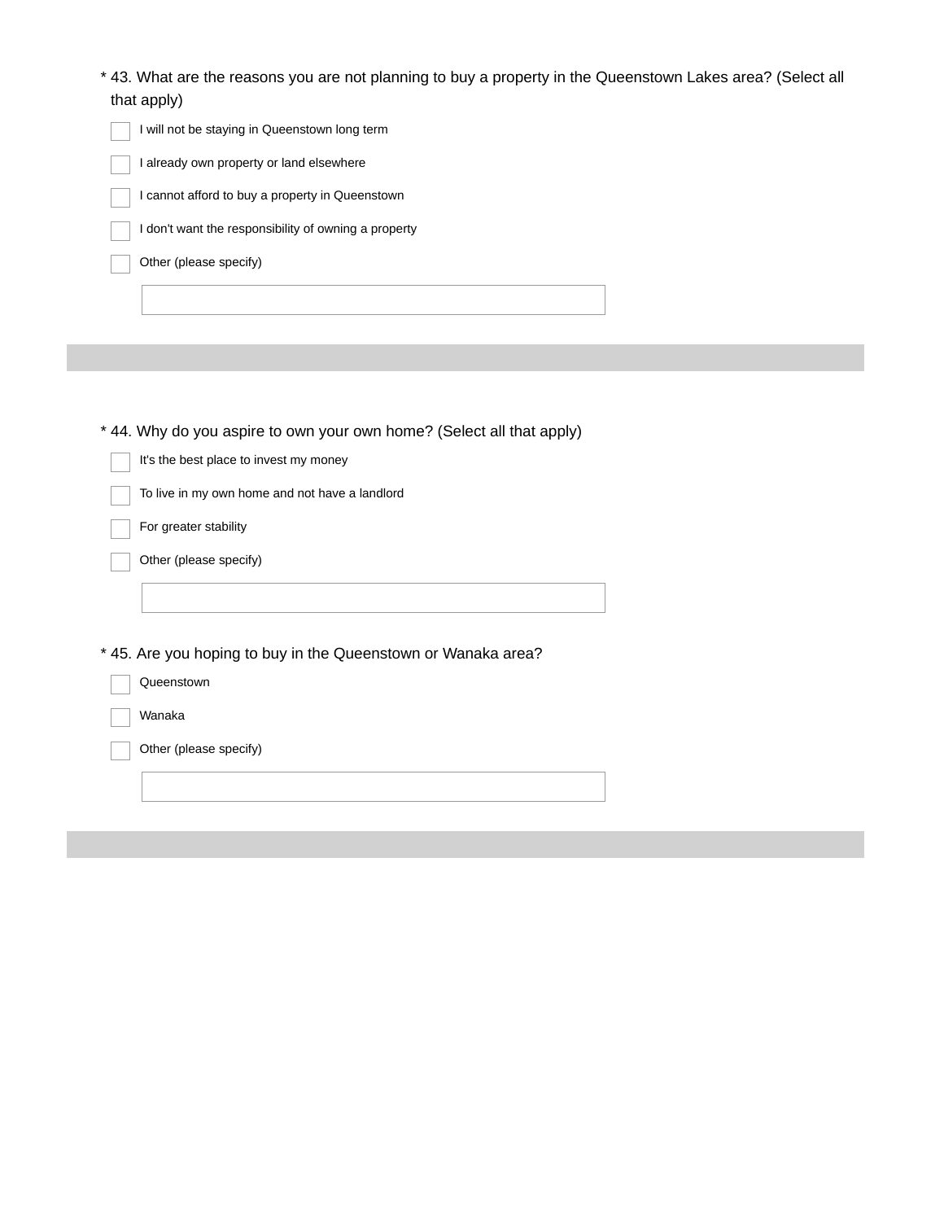\* 43. What are the reasons you are not planning to buy a property in the Queenstown Lakes area? (Select all that apply)

- [ ] I will not be staying in Queenstown long term
- [ ] I already own property or land elsewhere
- [ ] I cannot afford to buy a property in Queenstown
- [ ] I don't want the responsibility of owning a property
- [ ] Other (please specify)

\_\_\_\_\_\_\_\_\_\_\_\_\_\_\_\_\_\_\_\_

---

\* 44. Why do you aspire to own your own home? (Select all that apply)

- [ ] It's the best place to invest my money
- [ ] To live in my own home and not have a landlord
- [ ] For greater stability
- [ ] Other (please specify)

\_\_\_\_\_\_\_\_\_\_\_\_\_\_\_\_\_\_\_\_

\* 45. Are you hoping to buy in the Queenstown or Wanaka area?

- [ ] Queenstown
- [ ] Wanaka
- [ ] Other (please specify)

\_\_\_\_\_\_\_\_\_\_\_\_\_\_\_\_\_\_\_\_

---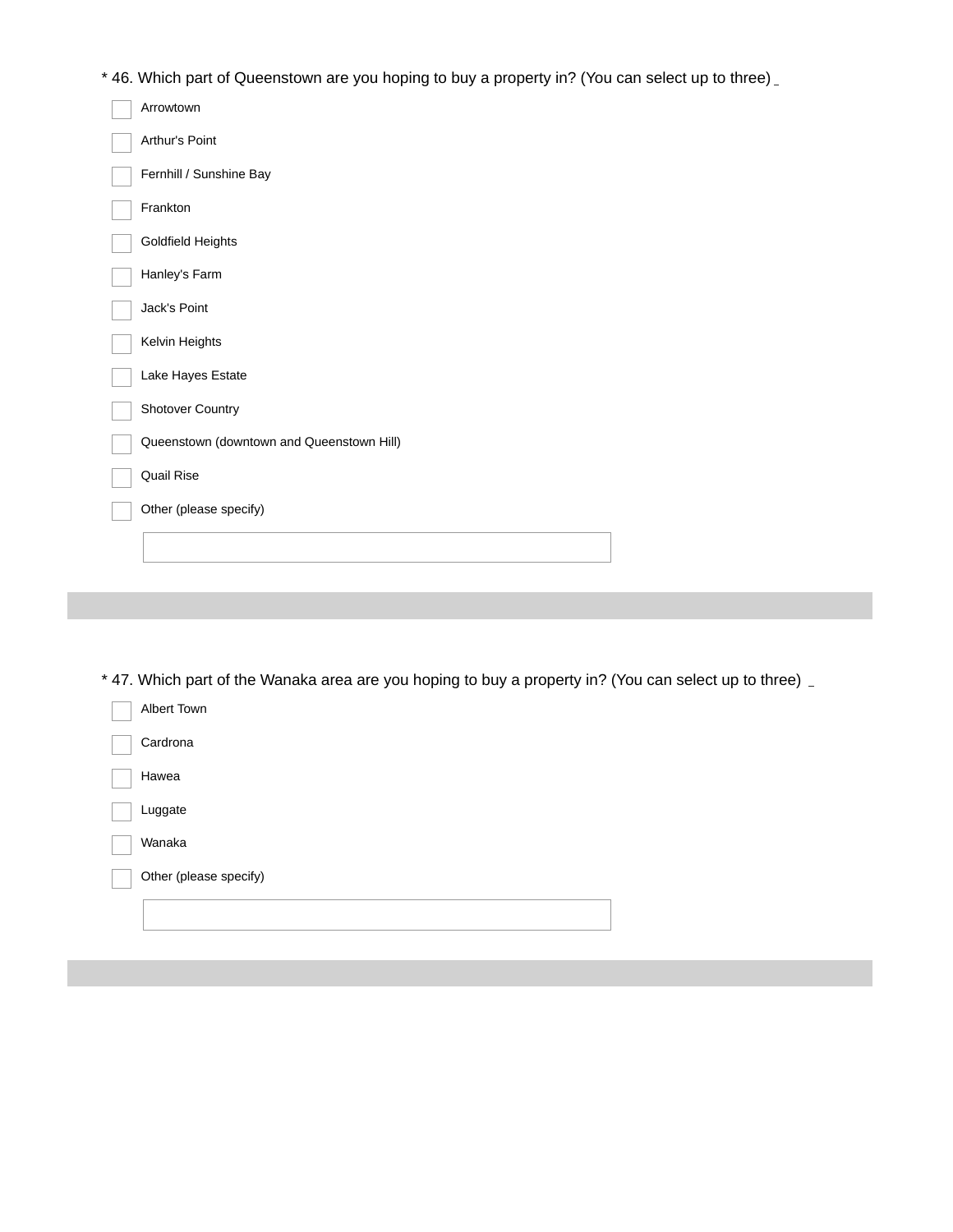* 46. Which part of Queenstown are you hoping to buy a property in? (You can select up to three)

- [ ] Arrowtown
- [ ] Arthur's Point
- [ ] Fernhill / Sunshine Bay
- [ ] Frankton
- [ ] Goldfield Heights
- [ ] Hanley's Farm
- [ ] Jack's Point
- [ ] Kelvin Heights
- [ ] Lake Hayes Estate
- [ ] Shotover Country
- [ ] Queenstown (downtown and Queenstown Hill)
- [ ] Quail Rise
- [ ] Other (please specify)

---

* 47. Which part of the Wanaka area are you hoping to buy a property in? (You can select up to three)

- [ ] Albert Town
- [ ] Cardrona
- [ ] Hawea
- [ ] Luggate
- [ ] Wanaka
- [ ] Other (please specify)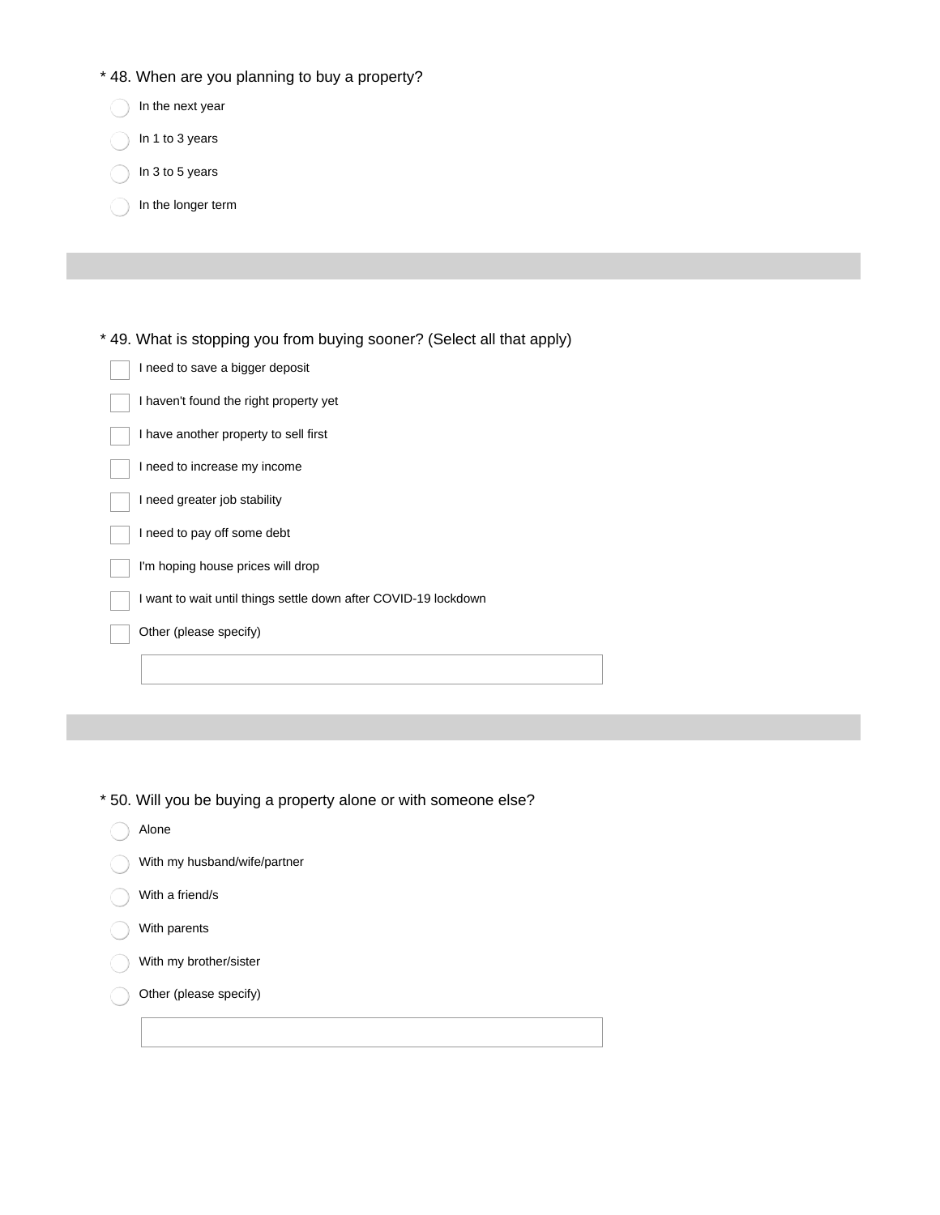\* 48. When are you planning to buy a property?

- In the next year
- In 1 to 3 years
- In 3 to 5 years
- In the longer term

---

\* 49. What is stopping you from buying sooner? (Select all that apply)

- [ ] I need to save a bigger deposit
- [ ] I haven't found the right property yet
- [ ] I have another property to sell first
- [ ] I need to increase my income
- [ ] I need greater job stability
- [ ] I need to pay off some debt
- [ ] I'm hoping house prices will drop
- [ ] I want to wait until things settle down after COVID-19 lockdown
- [ ] Other (please specify)

---

\* 50. Will you be buying a property alone or with someone else?

- Alone
- With my husband/wife/partner
- With a friend/s
- With parents
- With my brother/sister
- Other (please specify)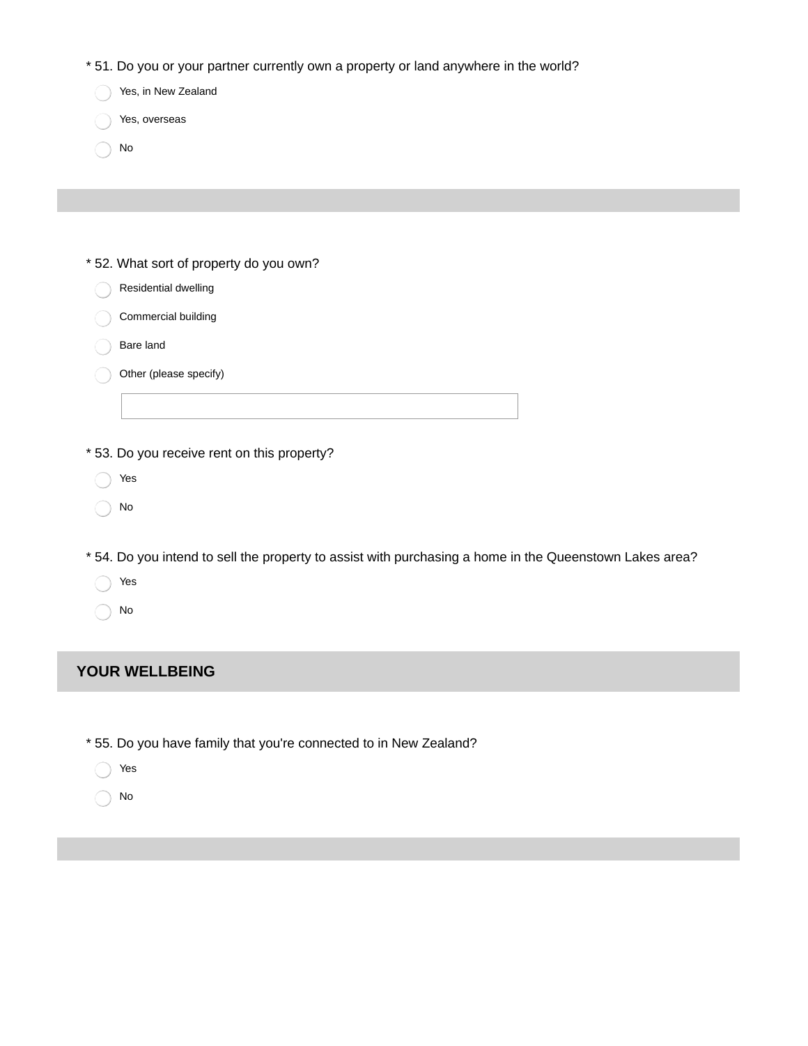\* 51. Do you or your partner currently own a property or land anywhere in the world?

- Yes, in New Zealand
- Yes, overseas
- No

---

\* 52. What sort of property do you own?

- Residential dwelling
- Commercial building
- Bare land
- Other (please specify)

\* 53. Do you receive rent on this property?

- Yes
- No

\* 54. Do you intend to sell the property to assist with purchasing a home in the Queenstown Lakes area?

- Yes
- No

## YOUR WELLBEING

\* 55. Do you have family that you're connected to in New Zealand?

- Yes
- No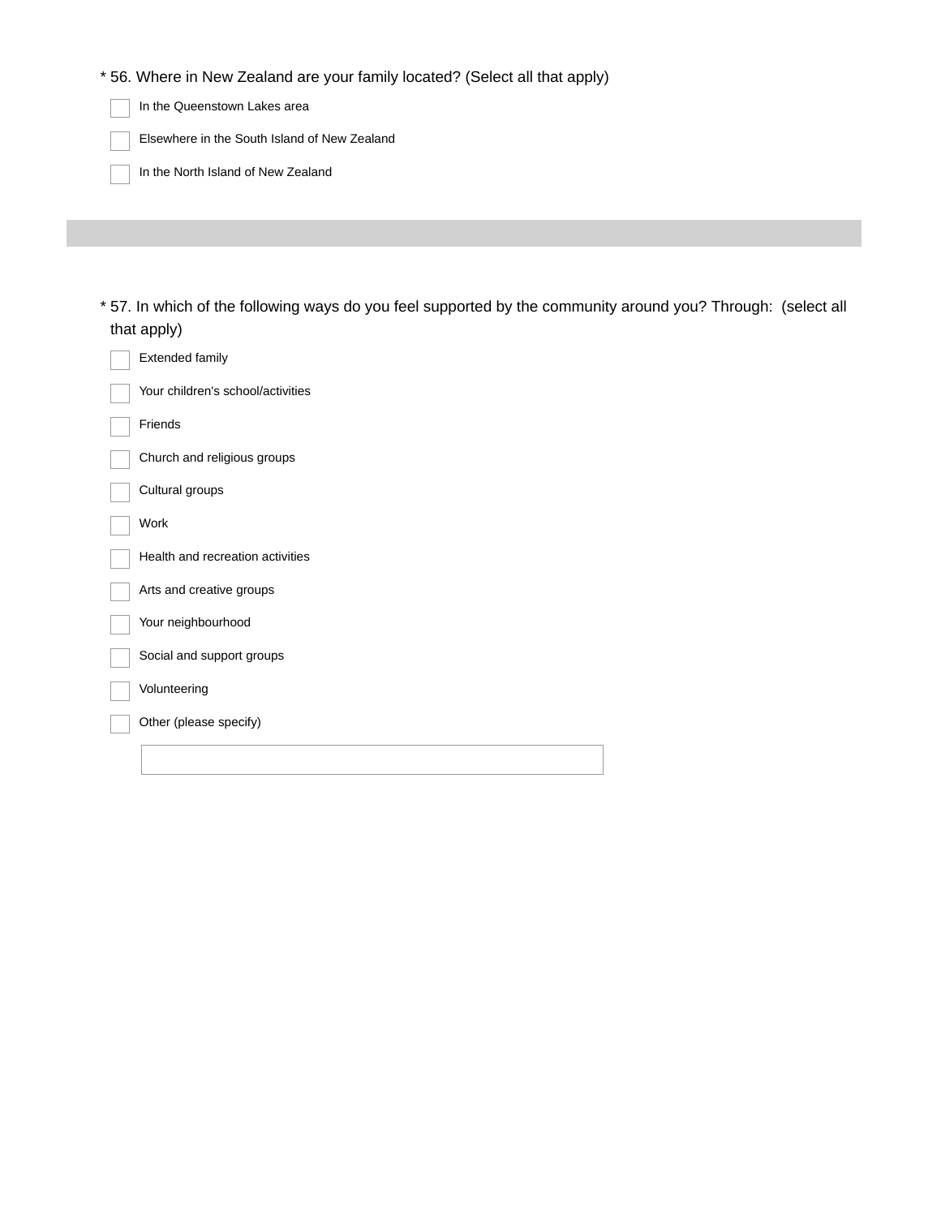* 56. Where in New Zealand are your family located? (Select all that apply)

- [ ] In the Queenstown Lakes area
- [ ] Elsewhere in the South Island of New Zealand
- [ ] In the North Island of New Zealand

---

* 57. In which of the following ways do you feel supported by the community around you? Through:  (select all that apply)

- [ ] Extended family
- [ ] Your children's school/activities
- [ ] Friends
- [ ] Church and religious groups
- [ ] Cultural groups
- [ ] Work
- [ ] Health and recreation activities
- [ ] Arts and creative groups
- [ ] Your neighbourhood
- [ ] Social and support groups
- [ ] Volunteering
- [ ] Other (please specify)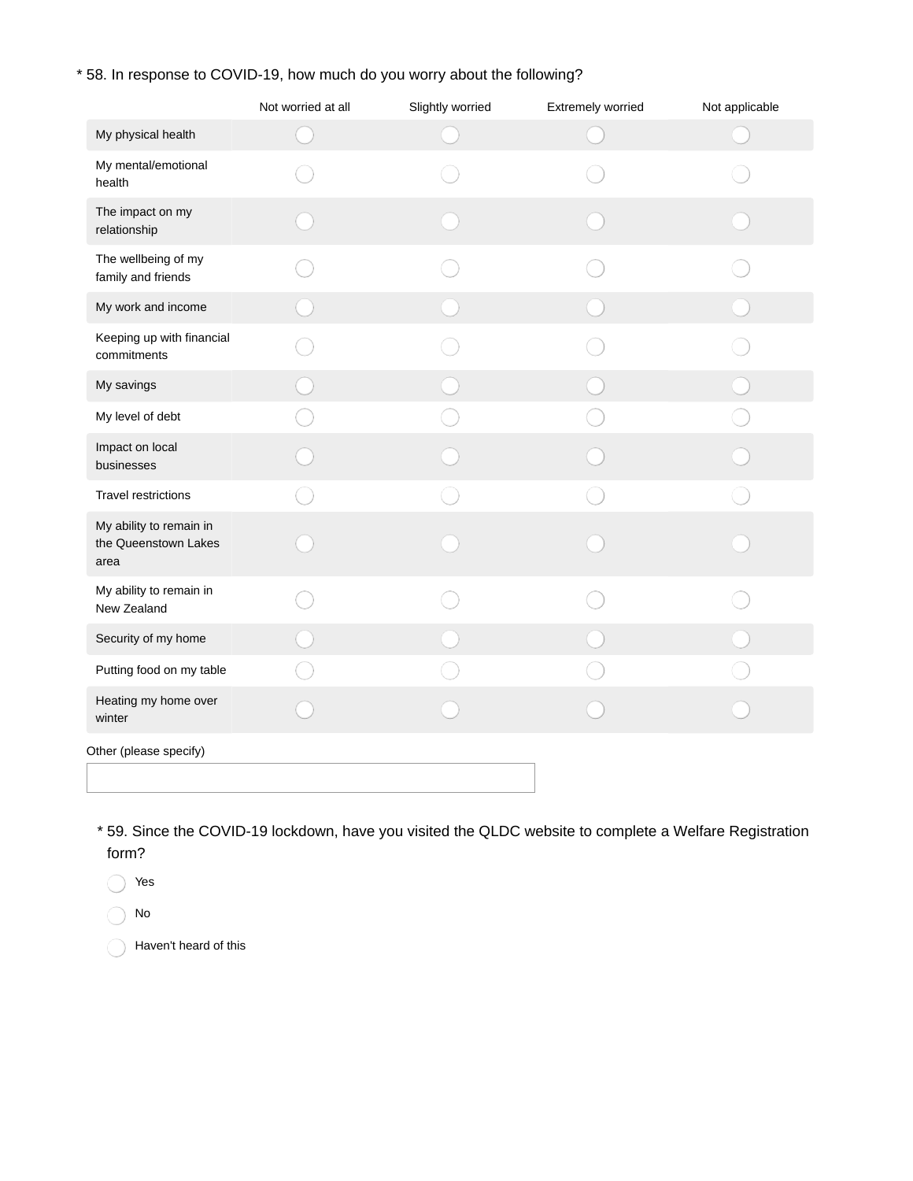\* 58. In response to COVID-19, how much do you worry about the following?

| | Not worried at all | Slightly worried | Extremely worried | Not applicable |
|---|---|---|---|---|
| My physical health | ◯ | ◯ | ◯ | ◯ |
| My mental/emotional health | ◯ | ◯ | ◯ | ◯ |
| The impact on my relationship | ◯ | ◯ | ◯ | ◯ |
| The wellbeing of my family and friends | ◯ | ◯ | ◯ | ◯ |
| My work and income | ◯ | ◯ | ◯ | ◯ |
| Keeping up with financial commitments | ◯ | ◯ | ◯ | ◯ |
| My savings | ◯ | ◯ | ◯ | ◯ |
| My level of debt | ◯ | ◯ | ◯ | ◯ |
| Impact on local businesses | ◯ | ◯ | ◯ | ◯ |
| Travel restrictions | ◯ | ◯ | ◯ | ◯ |
| My ability to remain in the Queenstown Lakes area | ◯ | ◯ | ◯ | ◯ |
| My ability to remain in New Zealand | ◯ | ◯ | ◯ | ◯ |
| Security of my home | ◯ | ◯ | ◯ | ◯ |
| Putting food on my table | ◯ | ◯ | ◯ | ◯ |
| Heating my home over winter | ◯ | ◯ | ◯ | ◯ |

Other (please specify)

\_\_\_\_\_\_\_\_\_\_\_\_\_\_\_\_\_\_\_\_

\* 59. Since the COVID-19 lockdown, have you visited the QLDC website to complete a Welfare Registration form?

- ◯ Yes
- ◯ No
- ◯ Haven't heard of this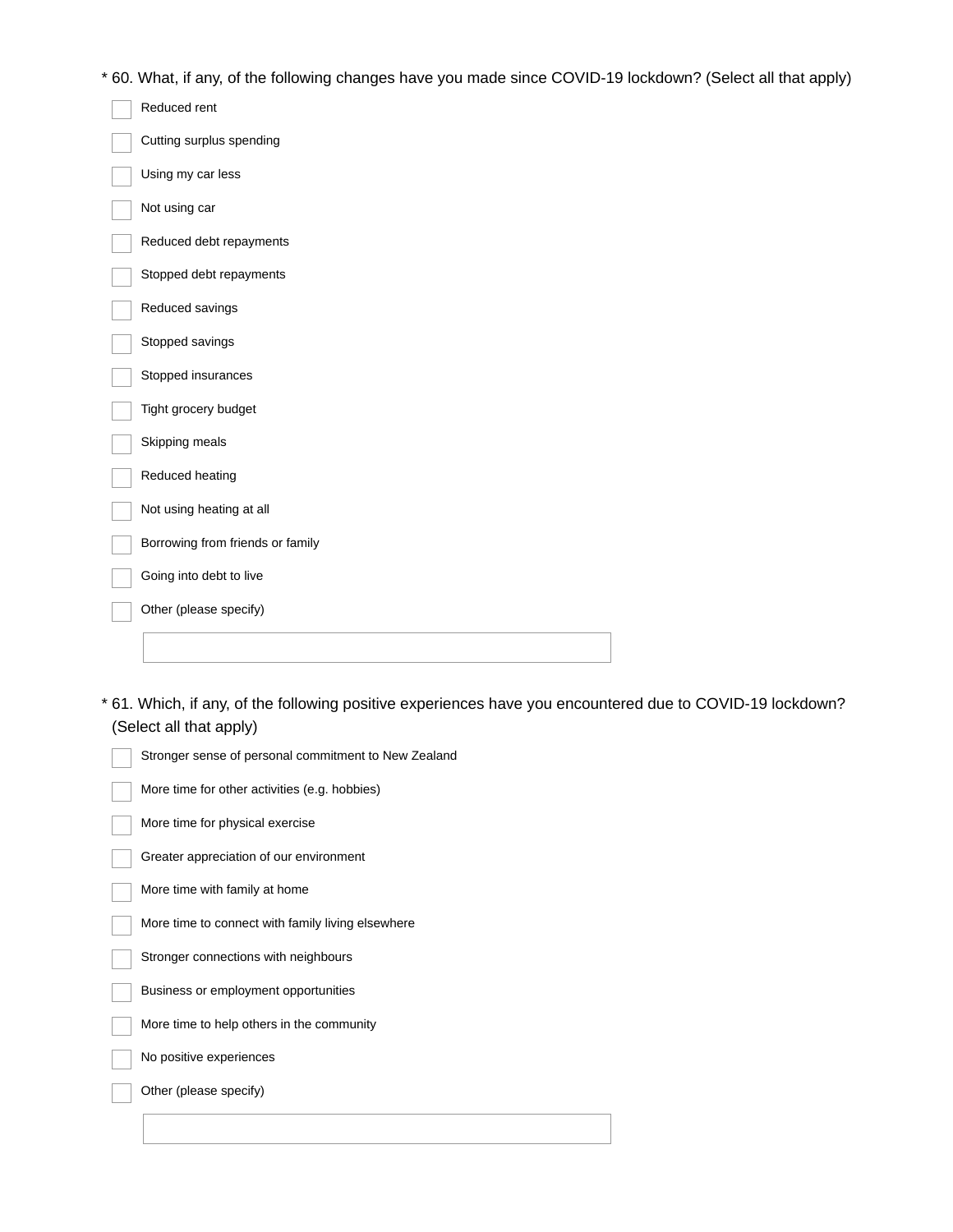\* 60. What, if any, of the following changes have you made since COVID-19 lockdown? (Select all that apply)

- [ ] Reduced rent
- [ ] Cutting surplus spending
- [ ] Using my car less
- [ ] Not using car
- [ ] Reduced debt repayments
- [ ] Stopped debt repayments
- [ ] Reduced savings
- [ ] Stopped savings
- [ ] Stopped insurances
- [ ] Tight grocery budget
- [ ] Skipping meals
- [ ] Reduced heating
- [ ] Not using heating at all
- [ ] Borrowing from friends or family
- [ ] Going into debt to live
- [ ] Other (please specify)

\_\_\_\_\_\_\_\_\_\_\_\_\_\_\_\_\_\_\_\_\_\_\_\_\_\_\_\_\_\_\_\_

\* 61. Which, if any, of the following positive experiences have you encountered due to COVID-19 lockdown? (Select all that apply)

- [ ] Stronger sense of personal commitment to New Zealand
- [ ] More time for other activities (e.g. hobbies)
- [ ] More time for physical exercise
- [ ] Greater appreciation of our environment
- [ ] More time with family at home
- [ ] More time to connect with family living elsewhere
- [ ] Stronger connections with neighbours
- [ ] Business or employment opportunities
- [ ] More time to help others in the community
- [ ] No positive experiences
- [ ] Other (please specify)

\_\_\_\_\_\_\_\_\_\_\_\_\_\_\_\_\_\_\_\_\_\_\_\_\_\_\_\_\_\_\_\_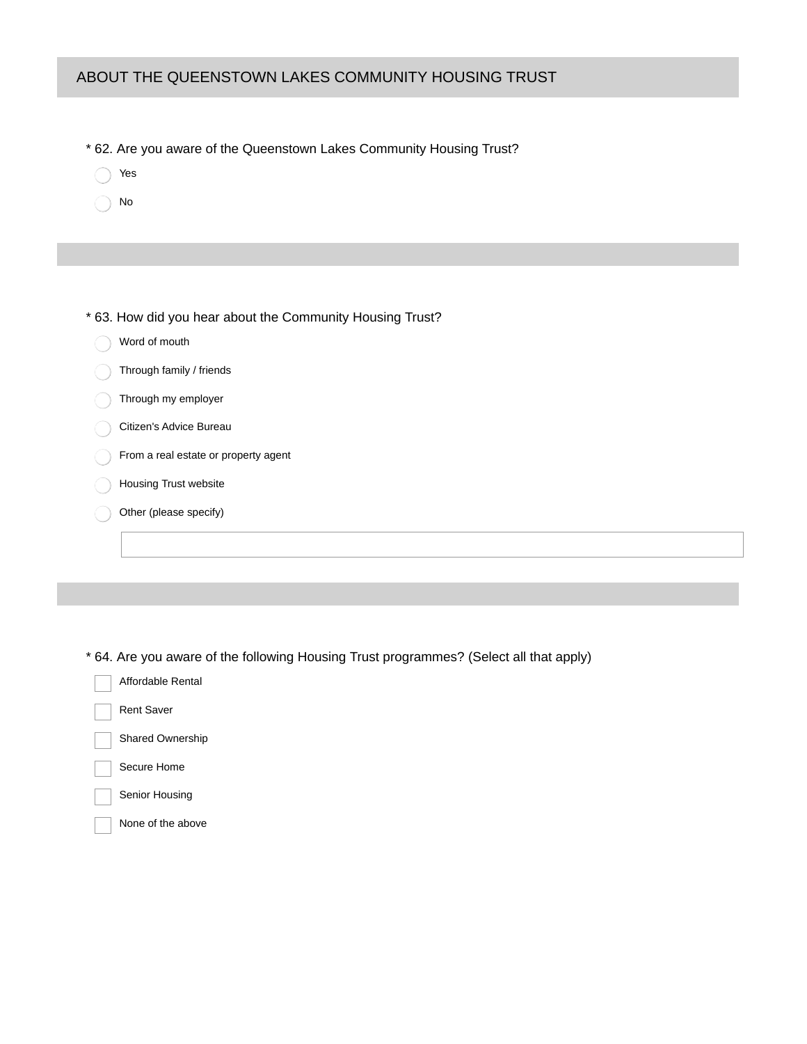## ABOUT THE QUEENSTOWN LAKES COMMUNITY HOUSING TRUST

* 62. Are you aware of the Queenstown Lakes Community Housing Trust?

- ◯ Yes
- ◯ No

* 63. How did you hear about the Community Housing Trust?

- ◯ Word of mouth
- ◯ Through family / friends
- ◯ Through my employer
- ◯ Citizen's Advice Bureau
- ◯ From a real estate or property agent
- ◯ Housing Trust website
- ◯ Other (please specify)

* 64. Are you aware of the following Housing Trust programmes? (Select all that apply)

- ☐ Affordable Rental
- ☐ Rent Saver
- ☐ Shared Ownership
- ☐ Secure Home
- ☐ Senior Housing
- ☐ None of the above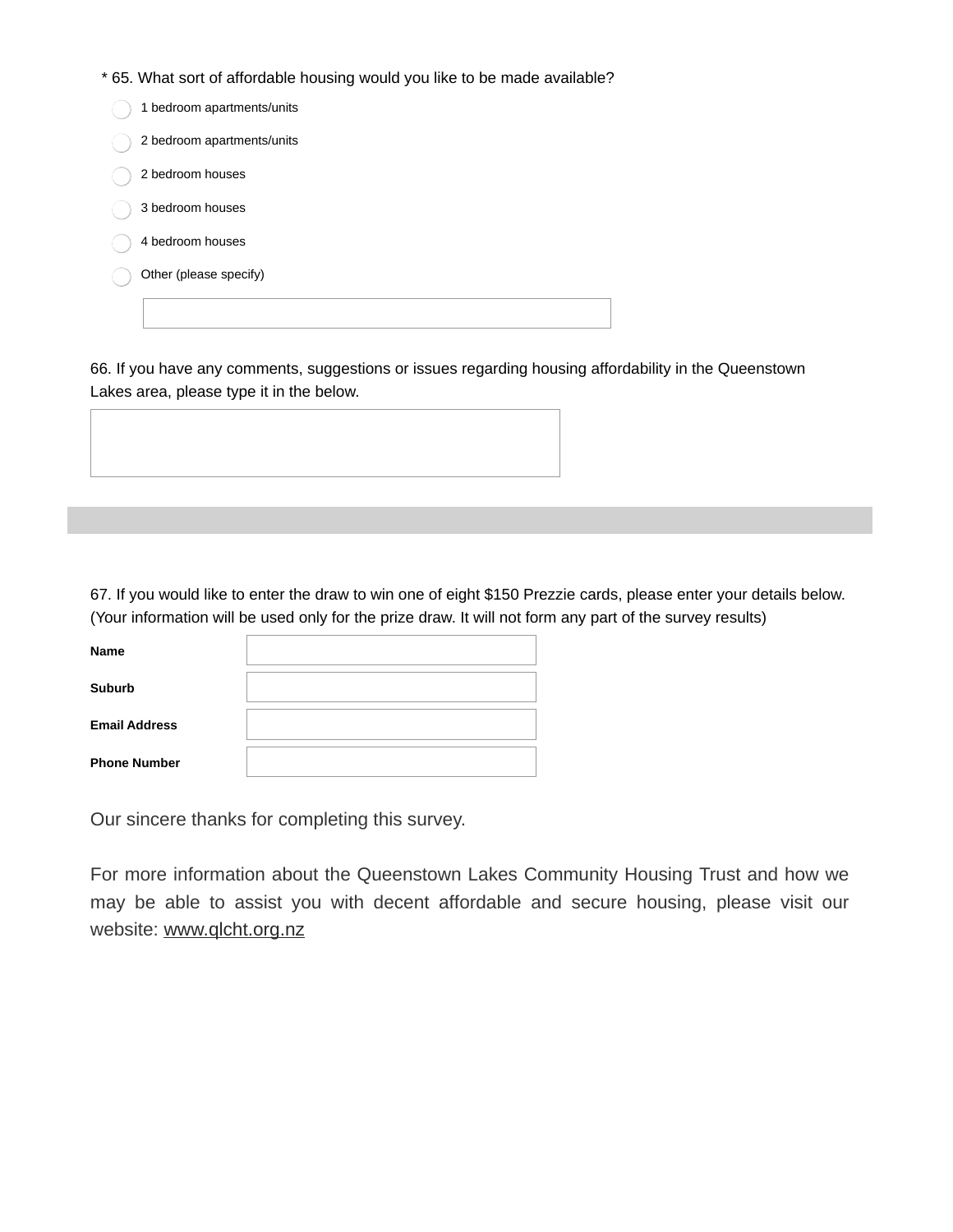\* 65. What sort of affordable housing would you like to be made available?

- 1 bedroom apartments/units
- 2 bedroom apartments/units
- 2 bedroom houses
- 3 bedroom houses
- 4 bedroom houses
- Other (please specify)

66. If you have any comments, suggestions or issues regarding housing affordability in the Queenstown Lakes area, please type it in the below.

67. If you would like to enter the draw to win one of eight $150 Prezzie cards, please enter your details below. (Your information will be used only for the prize draw. It will not form any part of the survey results)

**Name**

**Suburb**

**Email Address**

**Phone Number**

Our sincere thanks for completing this survey.

For more information about the Queenstown Lakes Community Housing Trust and how we may be able to assist you with decent affordable and secure housing, please visit our website: www.qlcht.org.nz